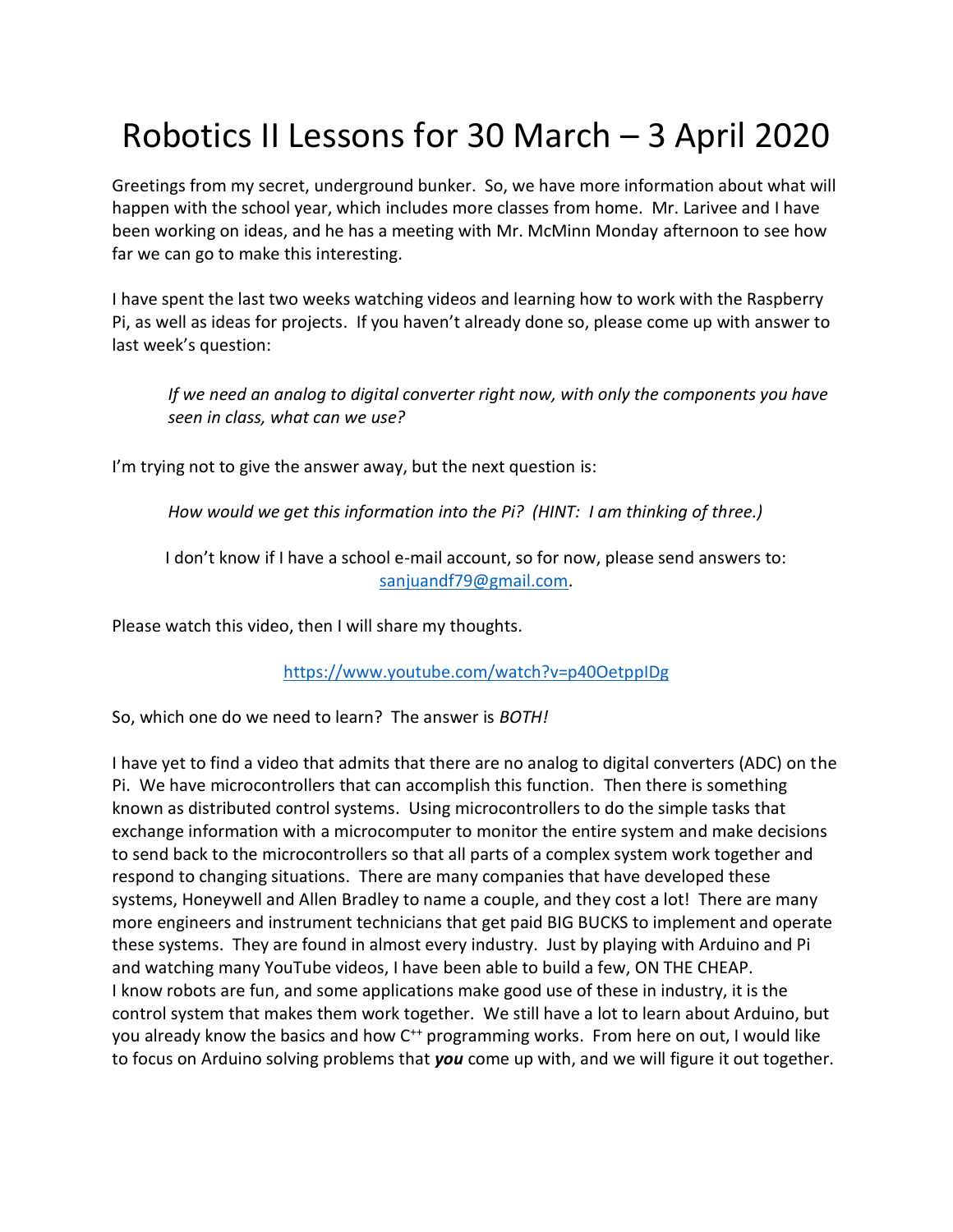# Robotics II Lessons for 30 March – 3 April 2020

Greetings from my secret, underground bunker. So, we have more information about what will happen with the school year, which includes more classes from home. Mr. Larivee and I have been working on ideas, and he has a meeting with Mr. McMinn Monday afternoon to see how far we can go to make this interesting.

I have spent the last two weeks watching videos and learning how to work with the Raspberry Pi, as well as ideas for projects. If you haven't already done so, please come up with answer to last week's question:

> *If we need an analog to digital converter right now, with only the components you have seen in class, what can we use?*

I'm trying not to give the answer away, but the next question is:

> *How would we get this information into the Pi? (HINT: I am thinking of three.)*

I don't know if I have a school e-mail account, so for now, please send answers to: sanjuandf79@gmail.com.

Please watch this video, then I will share my thoughts.

https://www.youtube.com/watch?v=p40OetppIDg

So, which one do we need to learn? The answer is *BOTH!*

I have yet to find a video that admits that there are no analog to digital converters (ADC) on the Pi. We have microcontrollers that can accomplish this function. Then there is something known as distributed control systems. Using microcontrollers to do the simple tasks that exchange information with a microcomputer to monitor the entire system and make decisions to send back to the microcontrollers so that all parts of a complex system work together and respond to changing situations. There are many companies that have developed these systems, Honeywell and Allen Bradley to name a couple, and they cost a lot! There are many more engineers and instrument technicians that get paid BIG BUCKS to implement and operate these systems. They are found in almost every industry. Just by playing with Arduino and Pi and watching many YouTube videos, I have been able to build a few, ON THE CHEAP. I know robots are fun, and some applications make good use of these in industry, it is the control system that makes them work together. We still have a lot to learn about Arduino, but you already know the basics and how C++ programming works. From here on out, I would like to focus on Arduino solving problems that ***you*** come up with, and we will figure it out together.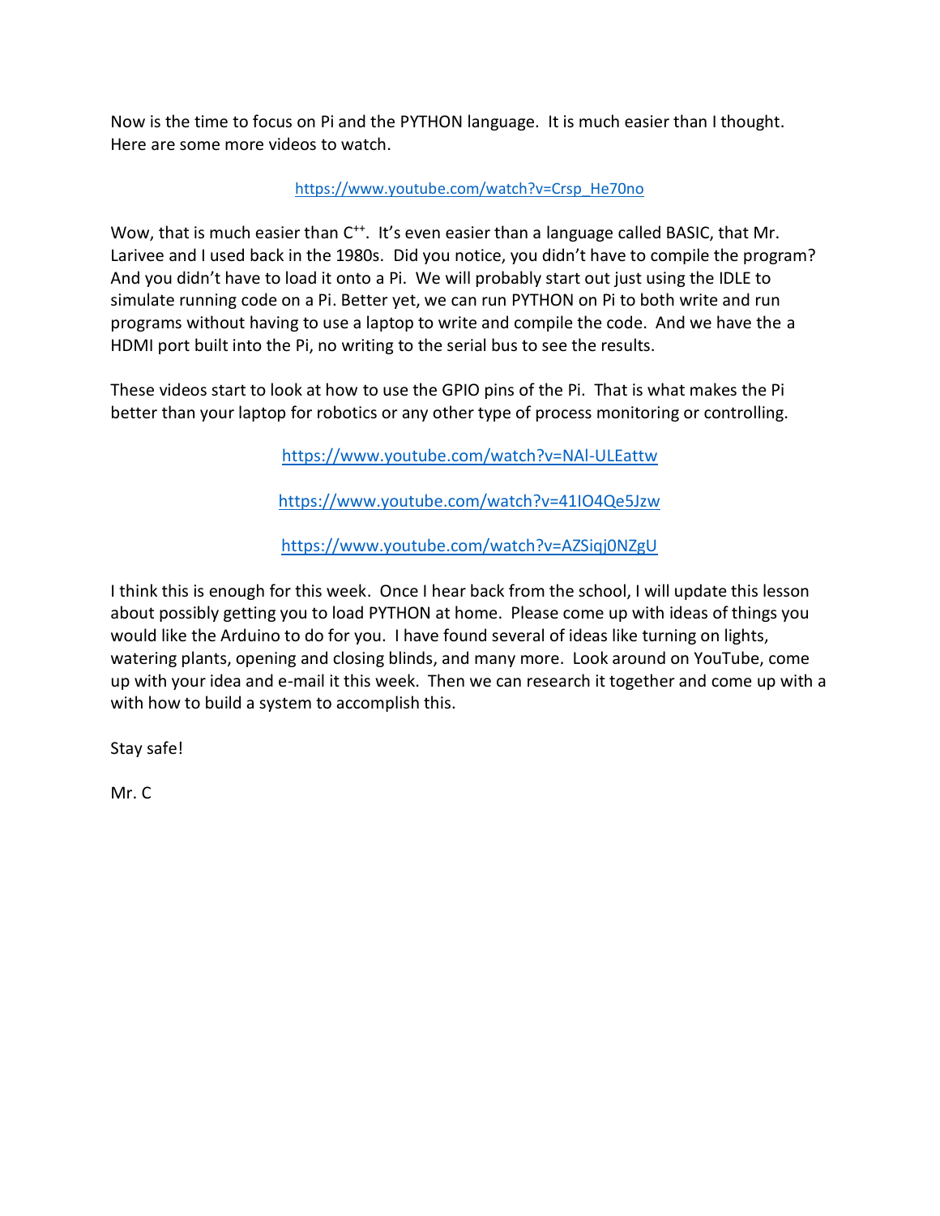Now is the time to focus on Pi and the PYTHON language. It is much easier than I thought. Here are some more videos to watch.

https://www.youtube.com/watch?v=Crsp_He70no

Wow, that is much easier than C$^{++}$. It's even easier than a language called BASIC, that Mr. Larivee and I used back in the 1980s. Did you notice, you didn't have to compile the program? And you didn't have to load it onto a Pi. We will probably start out just using the IDLE to simulate running code on a Pi. Better yet, we can run PYTHON on Pi to both write and run programs without having to use a laptop to write and compile the code. And we have the a HDMI port built into the Pi, no writing to the serial bus to see the results.

These videos start to look at how to use the GPIO pins of the Pi. That is what makes the Pi better than your laptop for robotics or any other type of process monitoring or controlling.

https://www.youtube.com/watch?v=NAl-ULEattw

https://www.youtube.com/watch?v=41IO4Qe5Jzw

https://www.youtube.com/watch?v=AZSiqj0NZgU

I think this is enough for this week. Once I hear back from the school, I will update this lesson about possibly getting you to load PYTHON at home. Please come up with ideas of things you would like the Arduino to do for you. I have found several of ideas like turning on lights, watering plants, opening and closing blinds, and many more. Look around on YouTube, come up with your idea and e-mail it this week. Then we can research it together and come up with a with how to build a system to accomplish this.

Stay safe!

Mr. C